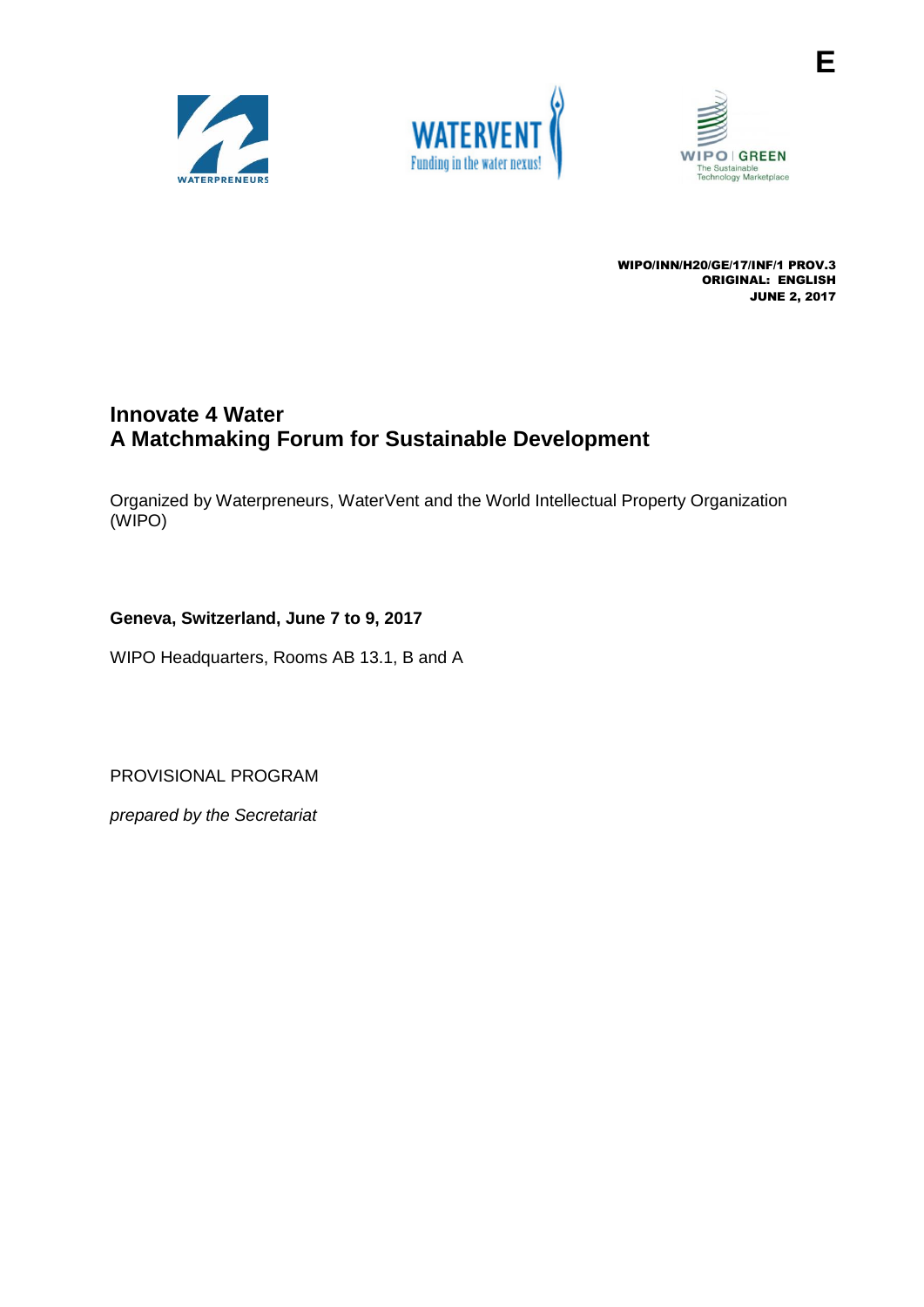E

WIPO/INN/H20/GE/17/INF/1 PROV.3
ORIGINAL: ENGLISH
JUNE 2, 2017

# Innovate 4 Water
# A Matchmaking Forum for Sustainable Development

Organized by Waterpreneurs, WaterVent and the World Intellectual Property Organization (WIPO)

**Geneva, Switzerland, June 7 to 9, 2017**

WIPO Headquarters, Rooms AB 13.1, B and A

PROVISIONAL PROGRAM

*prepared by the Secretariat*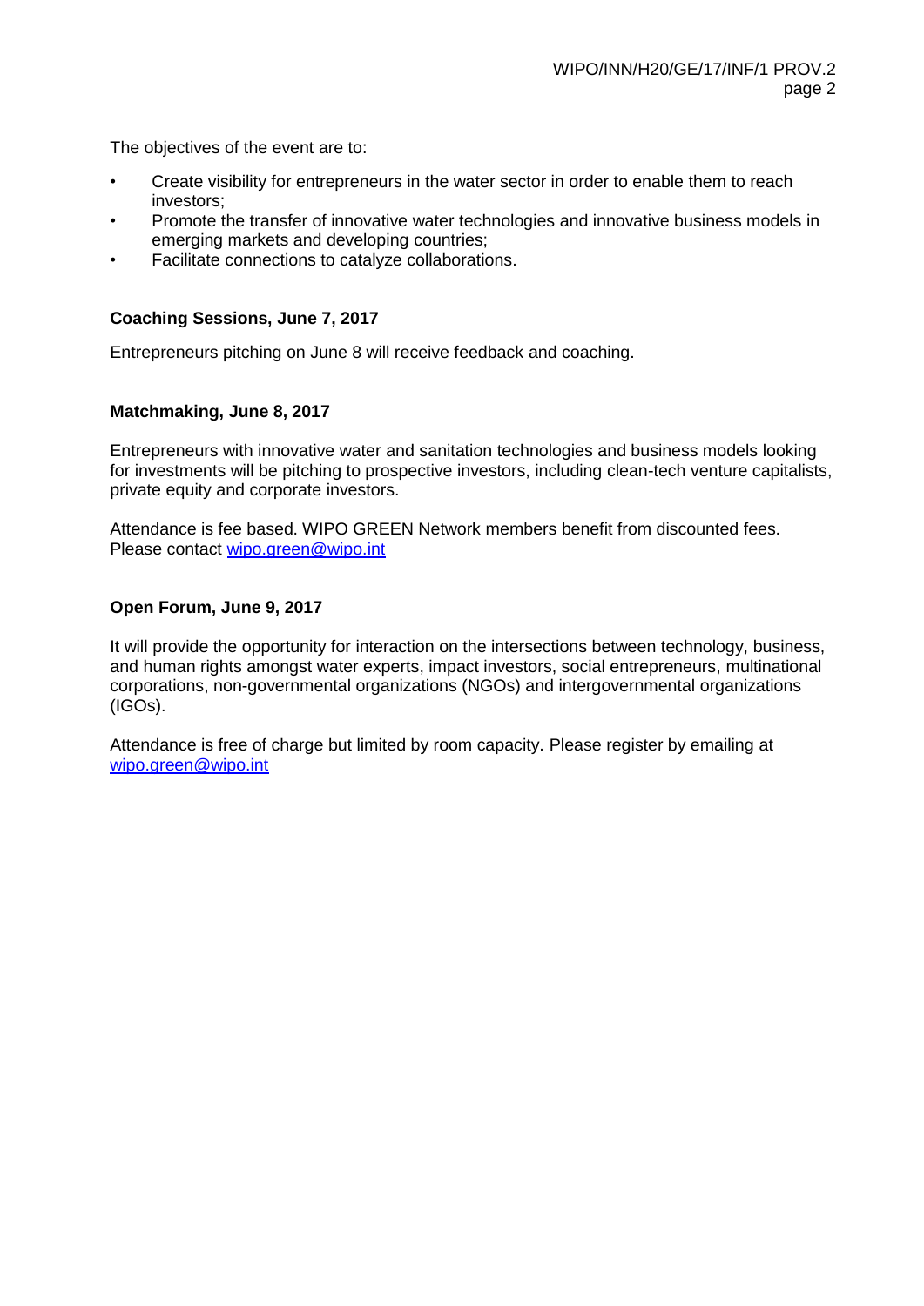The objectives of the event are to:

- Create visibility for entrepreneurs in the water sector in order to enable them to reach investors;
- Promote the transfer of innovative water technologies and innovative business models in emerging markets and developing countries;
- Facilitate connections to catalyze collaborations.

**Coaching Sessions, June 7, 2017**

Entrepreneurs pitching on June 8 will receive feedback and coaching.

**Matchmaking, June 8, 2017**

Entrepreneurs with innovative water and sanitation technologies and business models looking for investments will be pitching to prospective investors, including clean-tech venture capitalists, private equity and corporate investors.

Attendance is fee based. WIPO GREEN Network members benefit from discounted fees. Please contact wipo.green@wipo.int

**Open Forum, June 9, 2017**

It will provide the opportunity for interaction on the intersections between technology, business, and human rights amongst water experts, impact investors, social entrepreneurs, multinational corporations, non-governmental organizations (NGOs) and intergovernmental organizations (IGOs).

Attendance is free of charge but limited by room capacity. Please register by emailing at wipo.green@wipo.int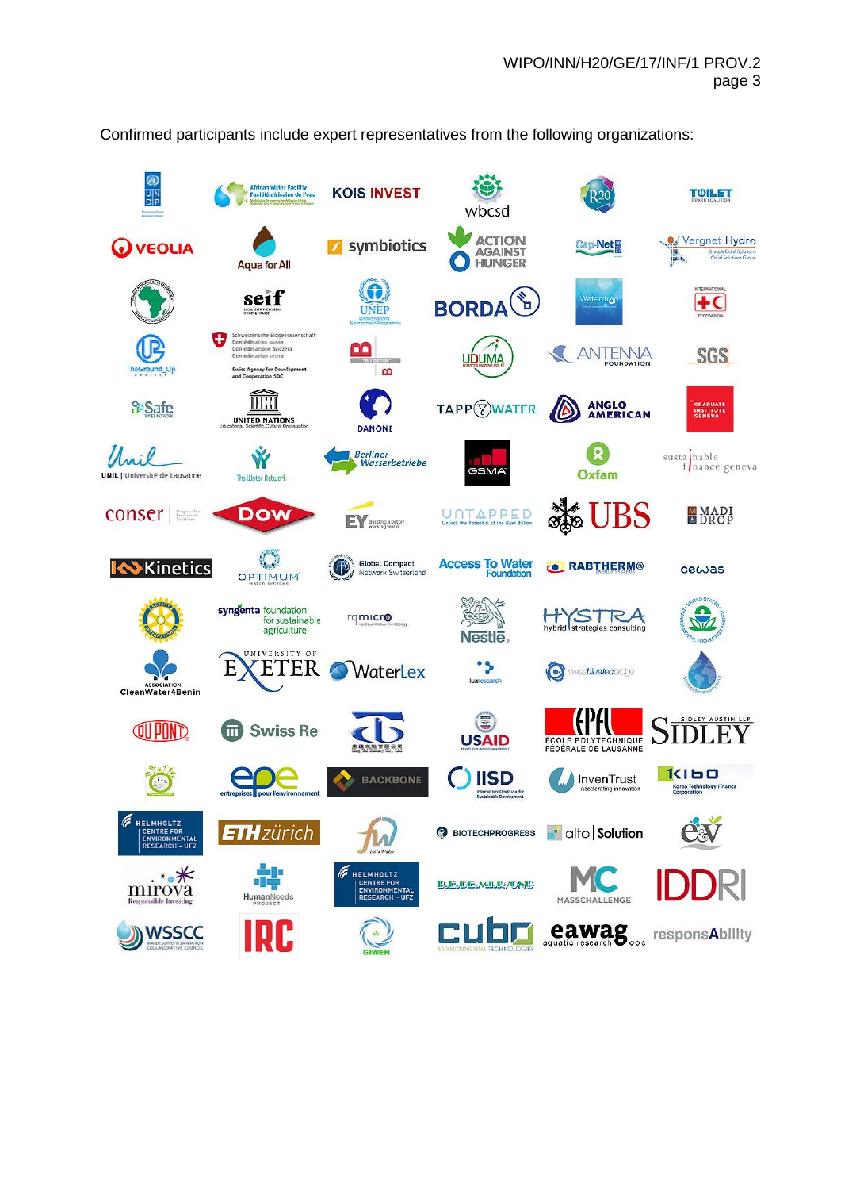Confirmed participants include expert representatives from the following organizations: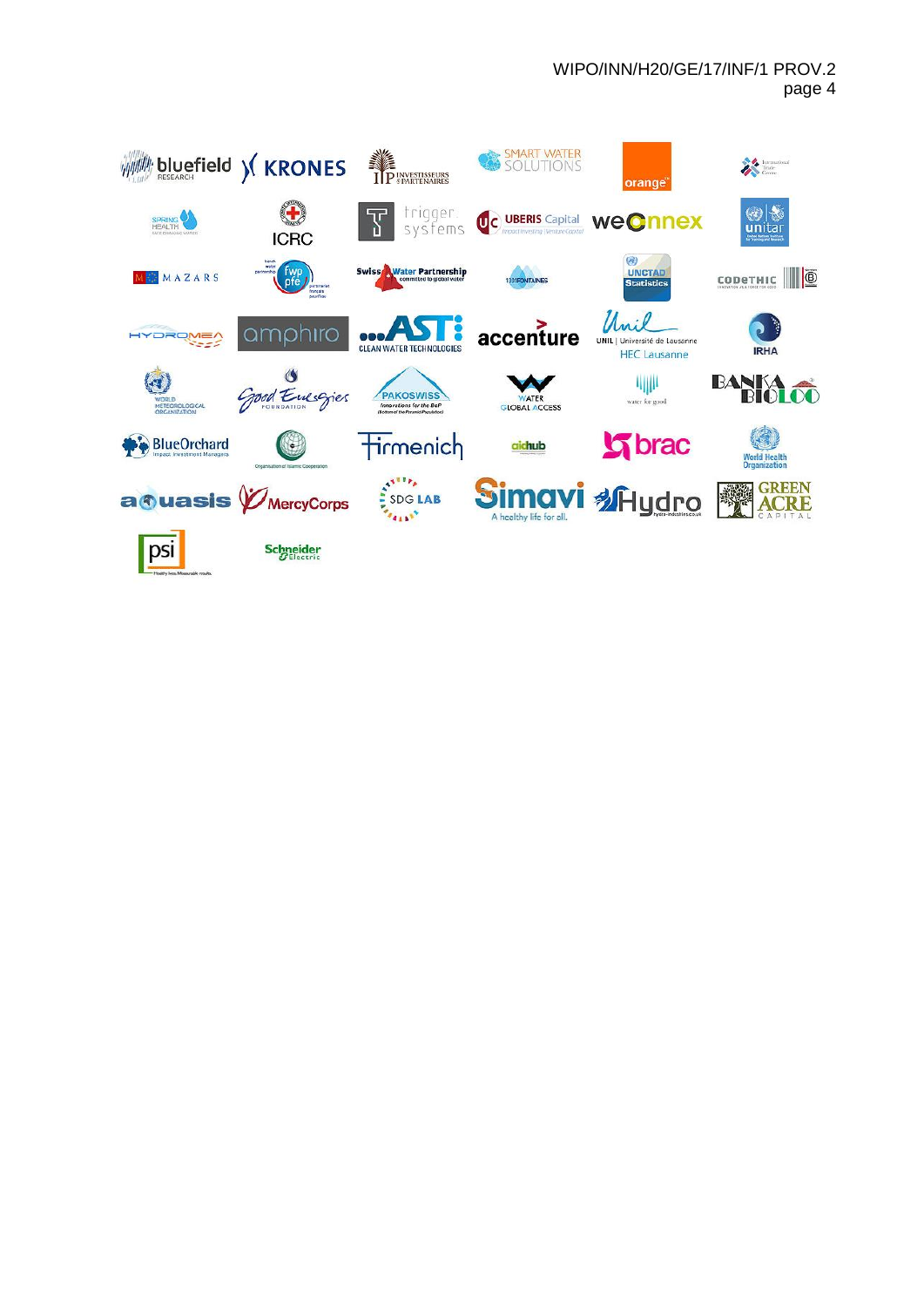bluefield RESEARCH | KRONES | IP INVESTISSEURS & PARTENAIRES | SMART WATER SOLUTIONS | orange | International Trade Centre

SPRING HEALTH | ICRC | trigger. systems | UBERIS Capital | weconnex | unitar

MAZARS | fwp pfe | Swiss Water Partnership | 1001FONTAINES | UNCTAD Statistics | CODETHIC

HYDROMEA | amphiro | AST CLEAN WATER TECHNOLOGIES | accenture | Unil UNIL | Université de Lausanne HEC Lausanne | IRHA

WORLD METEOROLOGICAL ORGANIZATION | Good Energies FOUNDATION | PAKOSWISS Innovations for the BoP | WATER GLOBAL ACCESS | water for good | BANKA BIOLOO

BlueOrchard Impact Investment Managers | Organisation of Islamic Cooperation | Firmenich | aidhub | brac | World Health Organization

aquasis | MercyCorps | SDG LAB | Simavi A healthy life for all. | Hydro | GREEN ACRE CAPITAL

psi Healthy lives. Measurable results. | Schneider Electric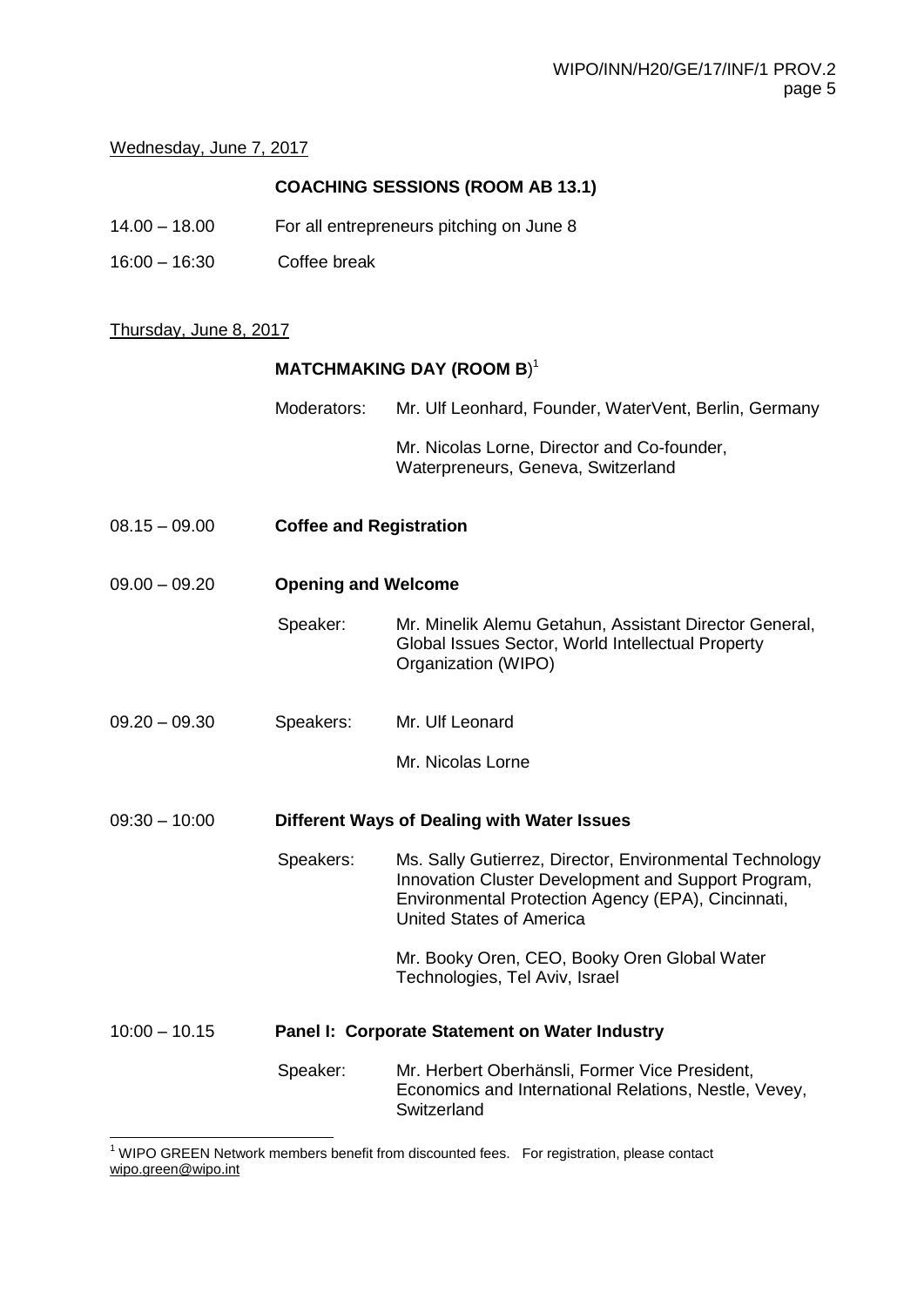Wednesday, June 7, 2017

**COACHING SESSIONS (ROOM AB 13.1)**

14.00 – 18.00 For all entrepreneurs pitching on June 8

16:00 – 16:30 Coffee break

Thursday, June 8, 2017

**MATCHMAKING DAY (ROOM B**)[1]

Moderators: Mr. Ulf Leonhard, Founder, WaterVent, Berlin, Germany

Mr. Nicolas Lorne, Director and Co-founder, Waterpreneurs, Geneva, Switzerland

08.15 – 09.00 **Coffee and Registration**

09.00 – 09.20 **Opening and Welcome**

Speaker: Mr. Minelik Alemu Getahun, Assistant Director General, Global Issues Sector, World Intellectual Property Organization (WIPO)

09.20 – 09.30 Speakers: Mr. Ulf Leonard

Mr. Nicolas Lorne

09:30 – 10:00 **Different Ways of Dealing with Water Issues**

Speakers: Ms. Sally Gutierrez, Director, Environmental Technology Innovation Cluster Development and Support Program, Environmental Protection Agency (EPA), Cincinnati, United States of America

Mr. Booky Oren, CEO, Booky Oren Global Water Technologies, Tel Aviv, Israel

10:00 – 10.15 **Panel I: Corporate Statement on Water Industry**

Speaker: Mr. Herbert Oberhänsli, Former Vice President, Economics and International Relations, Nestle, Vevey, Switzerland

[1] WIPO GREEN Network members benefit from discounted fees. For registration, please contact wipo.green@wipo.int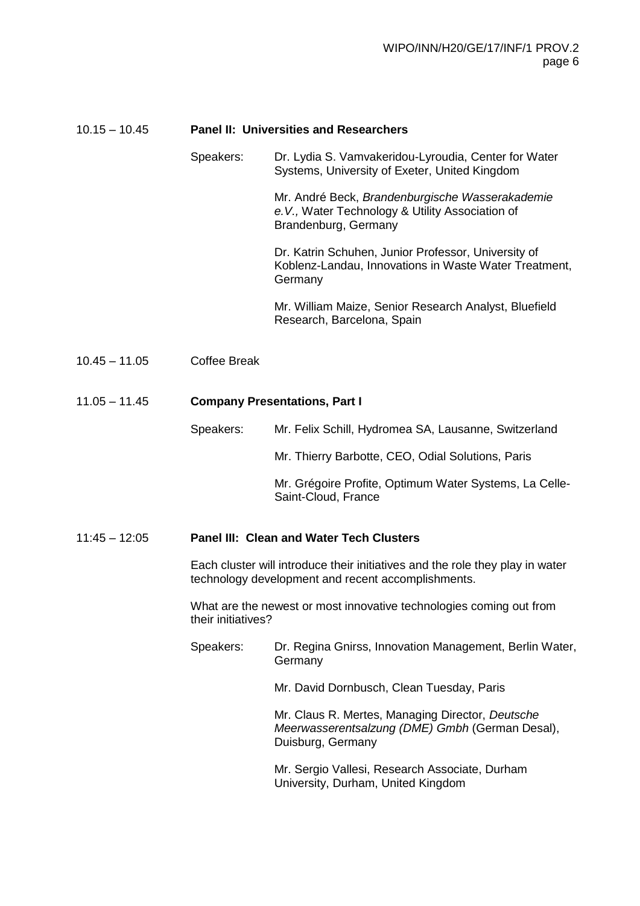10.15 – 10.45 **Panel II: Universities and Researchers**

Speakers: Dr. Lydia S. Vamvakeridou-Lyroudia, Center for Water Systems, University of Exeter, United Kingdom

Mr. André Beck, *Brandenburgische Wasserakademie e.V.,* Water Technology & Utility Association of Brandenburg, Germany

Dr. Katrin Schuhen, Junior Professor, University of Koblenz-Landau, Innovations in Waste Water Treatment, Germany

Mr. William Maize, Senior Research Analyst, Bluefield Research, Barcelona, Spain

10.45 – 11.05 Coffee Break

11.05 – 11.45 **Company Presentations, Part I**

Speakers: Mr. Felix Schill, Hydromea SA, Lausanne, Switzerland

Mr. Thierry Barbotte, CEO, Odial Solutions, Paris

Mr. Grégoire Profite, Optimum Water Systems, La Celle-Saint-Cloud, France

11:45 – 12:05 **Panel III: Clean and Water Tech Clusters**

Each cluster will introduce their initiatives and the role they play in water technology development and recent accomplishments.

What are the newest or most innovative technologies coming out from their initiatives?

Speakers: Dr. Regina Gnirss, Innovation Management, Berlin Water, Germany

Mr. David Dornbusch, Clean Tuesday, Paris

Mr. Claus R. Mertes, Managing Director, *Deutsche Meerwasserentsalzung (DME) Gmbh* (German Desal), Duisburg, Germany

Mr. Sergio Vallesi, Research Associate, Durham University, Durham, United Kingdom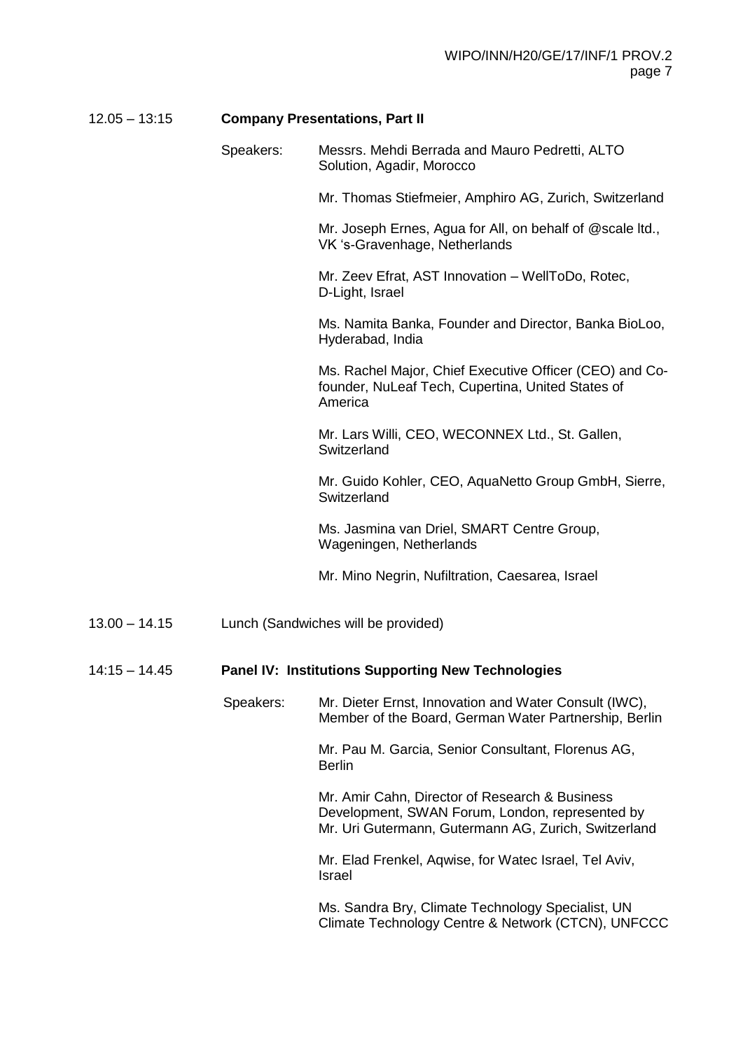12.05 – 13:15 **Company Presentations, Part II**

Speakers:

Messrs. Mehdi Berrada and Mauro Pedretti, ALTO Solution, Agadir, Morocco

Mr. Thomas Stiefmeier, Amphiro AG, Zurich, Switzerland

Mr. Joseph Ernes, Agua for All, on behalf of @scale ltd., VK 's-Gravenhage, Netherlands

Mr. Zeev Efrat, AST Innovation – WellToDo, Rotec, D-Light, Israel

Ms. Namita Banka, Founder and Director, Banka BioLoo, Hyderabad, India

Ms. Rachel Major, Chief Executive Officer (CEO) and Co-founder, NuLeaf Tech, Cupertina, United States of America

Mr. Lars Willi, CEO, WECONNEX Ltd., St. Gallen, Switzerland

Mr. Guido Kohler, CEO, AquaNetto Group GmbH, Sierre, Switzerland

Ms. Jasmina van Driel, SMART Centre Group, Wageningen, Netherlands

Mr. Mino Negrin, Nufiltration, Caesarea, Israel

13.00 – 14.15 Lunch (Sandwiches will be provided)

14:15 – 14.45 **Panel IV: Institutions Supporting New Technologies**

Speakers:

Mr. Dieter Ernst, Innovation and Water Consult (IWC), Member of the Board, German Water Partnership, Berlin

Mr. Pau M. Garcia, Senior Consultant, Florenus AG, Berlin

Mr. Amir Cahn, Director of Research & Business Development, SWAN Forum, London, represented by Mr. Uri Gutermann, Gutermann AG, Zurich, Switzerland

Mr. Elad Frenkel, Aqwise, for Watec Israel, Tel Aviv, Israel

Ms. Sandra Bry, Climate Technology Specialist, UN Climate Technology Centre & Network (CTCN), UNFCCC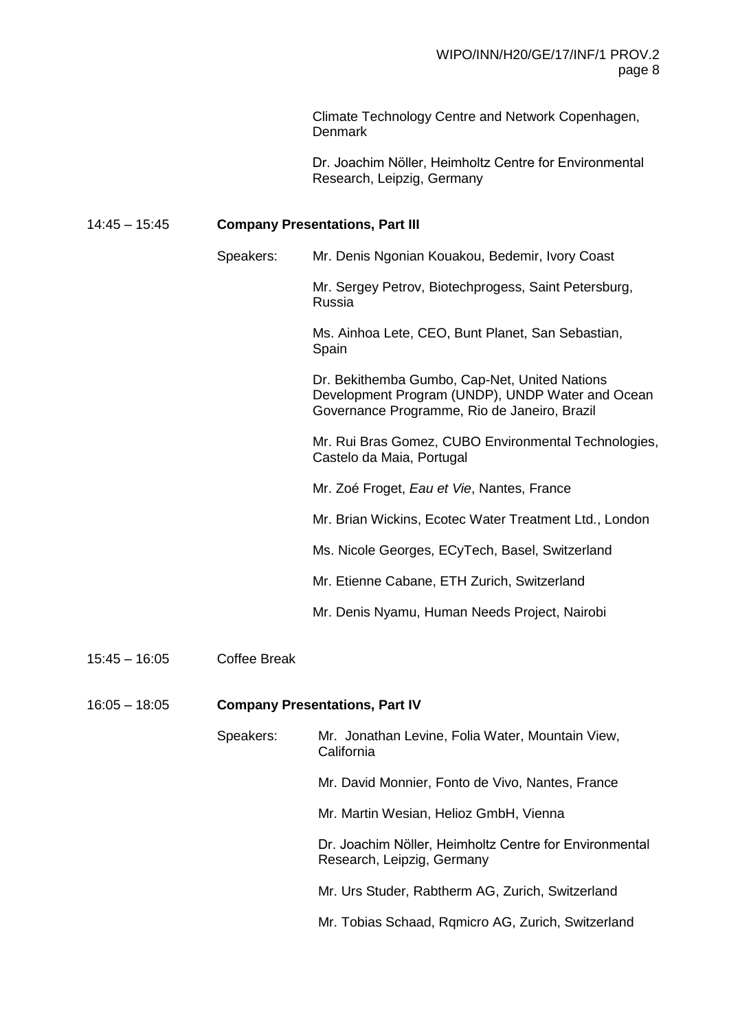Climate Technology Centre and Network Copenhagen, Denmark

Dr. Joachim Nöller, Heimholtz Centre for Environmental Research, Leipzig, Germany

14:45 – 15:45 **Company Presentations, Part III**

Speakers:

Mr. Denis Ngonian Kouakou, Bedemir, Ivory Coast

Mr. Sergey Petrov, Biotechprogess, Saint Petersburg, Russia

Ms. Ainhoa Lete, CEO, Bunt Planet, San Sebastian, Spain

Dr. Bekithemba Gumbo, Cap-Net, United Nations Development Program (UNDP), UNDP Water and Ocean Governance Programme, Rio de Janeiro, Brazil

Mr. Rui Bras Gomez, CUBO Environmental Technologies, Castelo da Maia, Portugal

Mr. Zoé Froget, *Eau et Vie*, Nantes, France

Mr. Brian Wickins, Ecotec Water Treatment Ltd., London

Ms. Nicole Georges, ECyTech, Basel, Switzerland

Mr. Etienne Cabane, ETH Zurich, Switzerland

Mr. Denis Nyamu, Human Needs Project, Nairobi

15:45 – 16:05 Coffee Break

16:05 – 18:05 **Company Presentations, Part IV**

Speakers:

Mr. Jonathan Levine, Folia Water, Mountain View, California

Mr. David Monnier, Fonto de Vivo, Nantes, France

Mr. Martin Wesian, Helioz GmbH, Vienna

Dr. Joachim Nöller, Heimholtz Centre for Environmental Research, Leipzig, Germany

Mr. Urs Studer, Rabtherm AG, Zurich, Switzerland

Mr. Tobias Schaad, Rqmicro AG, Zurich, Switzerland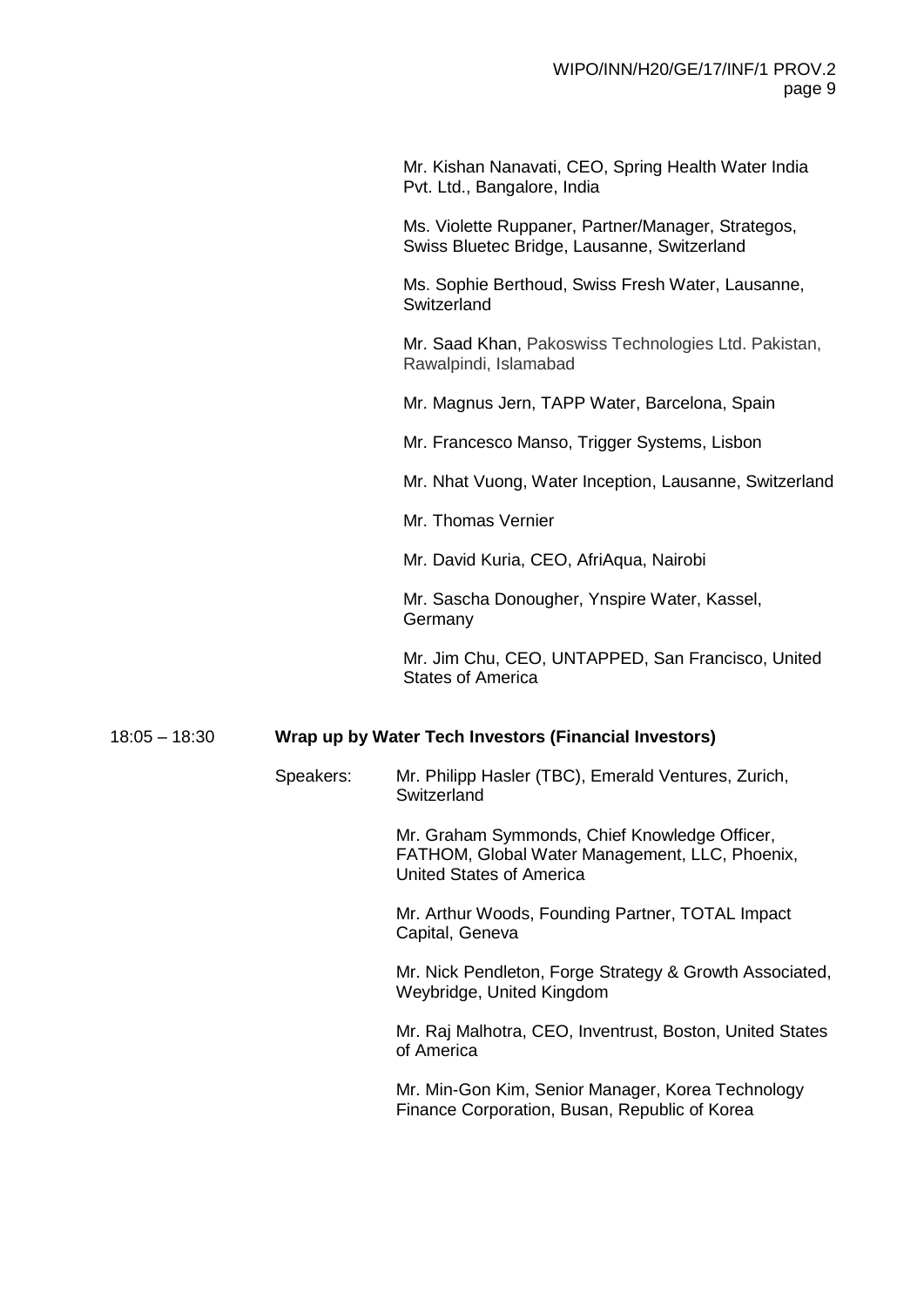Mr. Kishan Nanavati, CEO, Spring Health Water India Pvt. Ltd., Bangalore, India

Ms. Violette Ruppaner, Partner/Manager, Strategos, Swiss Bluetec Bridge, Lausanne, Switzerland

Ms. Sophie Berthoud, Swiss Fresh Water, Lausanne, Switzerland

Mr. Saad Khan, Pakoswiss Technologies Ltd. Pakistan, Rawalpindi, Islamabad

Mr. Magnus Jern, TAPP Water, Barcelona, Spain

Mr. Francesco Manso, Trigger Systems, Lisbon

Mr. Nhat Vuong, Water Inception, Lausanne, Switzerland

Mr. Thomas Vernier

Mr. David Kuria, CEO, AfriAqua, Nairobi

Mr. Sascha Donougher, Ynspire Water, Kassel, Germany

Mr. Jim Chu, CEO, UNTAPPED, San Francisco, United States of America

18:05 – 18:30 **Wrap up by Water Tech Investors (Financial Investors)**

Speakers: Mr. Philipp Hasler (TBC), Emerald Ventures, Zurich, Switzerland

Mr. Graham Symmonds, Chief Knowledge Officer, FATHOM, Global Water Management, LLC, Phoenix, United States of America

Mr. Arthur Woods, Founding Partner, TOTAL Impact Capital, Geneva

Mr. Nick Pendleton, Forge Strategy & Growth Associated, Weybridge, United Kingdom

Mr. Raj Malhotra, CEO, Inventrust, Boston, United States of America

Mr. Min-Gon Kim, Senior Manager, Korea Technology Finance Corporation, Busan, Republic of Korea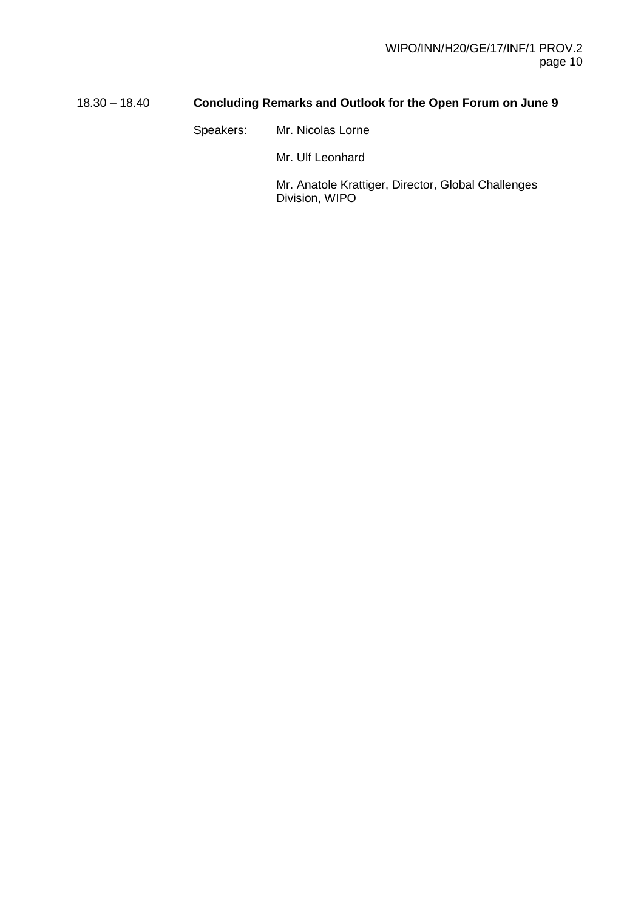18.30 – 18.40 **Concluding Remarks and Outlook for the Open Forum on June 9**

Speakers: Mr. Nicolas Lorne

Mr. Ulf Leonhard

Mr. Anatole Krattiger, Director, Global Challenges Division, WIPO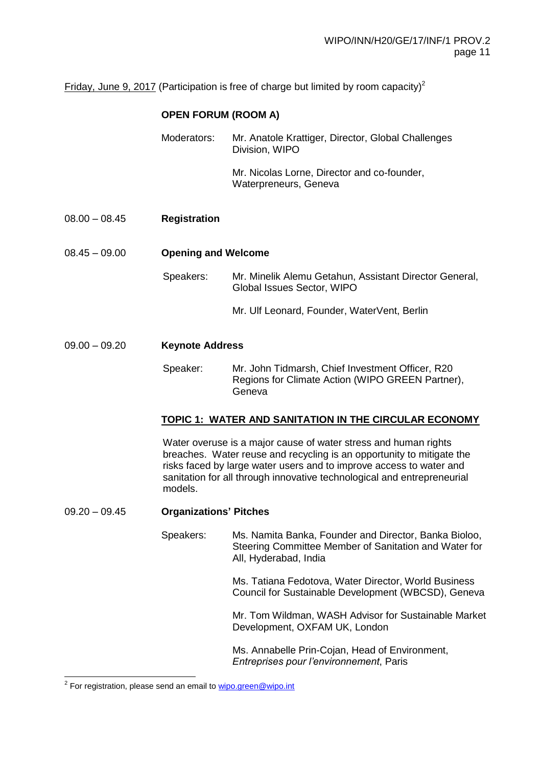Friday, June 9, 2017 (Participation is free of charge but limited by room capacity)[2]

**OPEN FORUM (ROOM A)**

Moderators: Mr. Anatole Krattiger, Director, Global Challenges Division, WIPO

Mr. Nicolas Lorne, Director and co-founder, Waterpreneurs, Geneva

08.00 – 08.45 **Registration**

08.45 – 09.00 **Opening and Welcome**

Speakers: Mr. Minelik Alemu Getahun, Assistant Director General, Global Issues Sector, WIPO

Mr. Ulf Leonard, Founder, WaterVent, Berlin

09.00 – 09.20 **Keynote Address**

Speaker: Mr. John Tidmarsh, Chief Investment Officer, R20 Regions for Climate Action (WIPO GREEN Partner), Geneva

**TOPIC 1: WATER AND SANITATION IN THE CIRCULAR ECONOMY**

Water overuse is a major cause of water stress and human rights breaches. Water reuse and recycling is an opportunity to mitigate the risks faced by large water users and to improve access to water and sanitation for all through innovative technological and entrepreneurial models.

09.20 – 09.45 **Organizations' Pitches**

Speakers: Ms. Namita Banka, Founder and Director, Banka Bioloo, Steering Committee Member of Sanitation and Water for All, Hyderabad, India

Ms. Tatiana Fedotova, Water Director, World Business Council for Sustainable Development (WBCSD), Geneva

Mr. Tom Wildman, WASH Advisor for Sustainable Market Development, OXFAM UK, London

Ms. Annabelle Prin-Cojan, Head of Environment, *Entreprises pour l'environnement*, Paris

---

[2] For registration, please send an email to wipo.green@wipo.int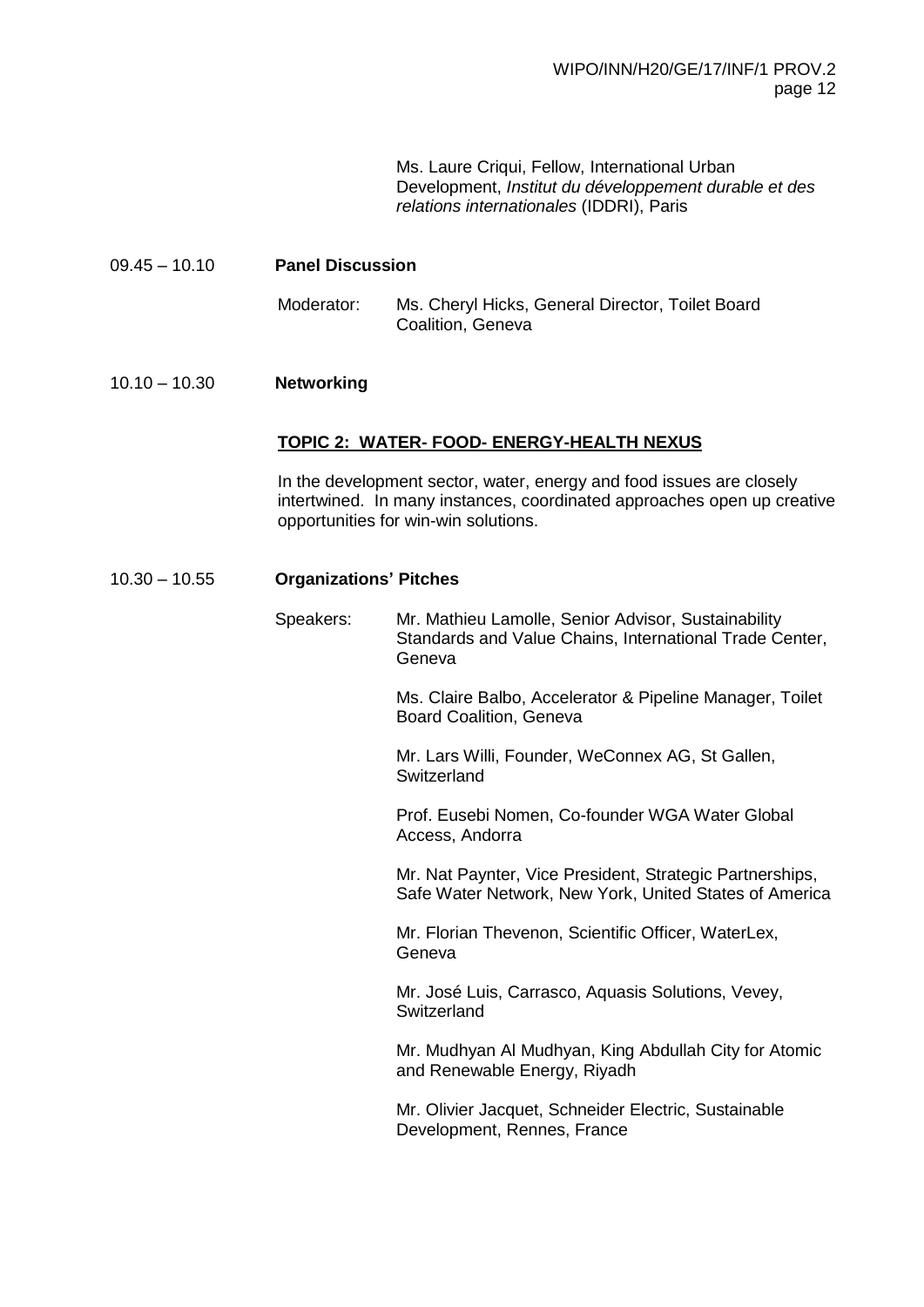Ms. Laure Criqui, Fellow, International Urban Development, *Institut du développement durable et des relations internationales* (IDDRI), Paris

09.45 – 10.10 **Panel Discussion**

Moderator: Ms. Cheryl Hicks, General Director, Toilet Board Coalition, Geneva

10.10 – 10.30 **Networking**

**TOPIC 2: WATER- FOOD- ENERGY-HEALTH NEXUS**

In the development sector, water, energy and food issues are closely intertwined. In many instances, coordinated approaches open up creative opportunities for win-win solutions.

10.30 – 10.55 **Organizations' Pitches**

Speakers:

Mr. Mathieu Lamolle, Senior Advisor, Sustainability Standards and Value Chains, International Trade Center, Geneva

Ms. Claire Balbo, Accelerator & Pipeline Manager, Toilet Board Coalition, Geneva

Mr. Lars Willi, Founder, WeConnex AG, St Gallen, Switzerland

Prof. Eusebi Nomen, Co-founder WGA Water Global Access, Andorra

Mr. Nat Paynter, Vice President, Strategic Partnerships, Safe Water Network, New York, United States of America

Mr. Florian Thevenon, Scientific Officer, WaterLex, Geneva

Mr. José Luis, Carrasco, Aquasis Solutions, Vevey, Switzerland

Mr. Mudhyan Al Mudhyan, King Abdullah City for Atomic and Renewable Energy, Riyadh

Mr. Olivier Jacquet, Schneider Electric, Sustainable Development, Rennes, France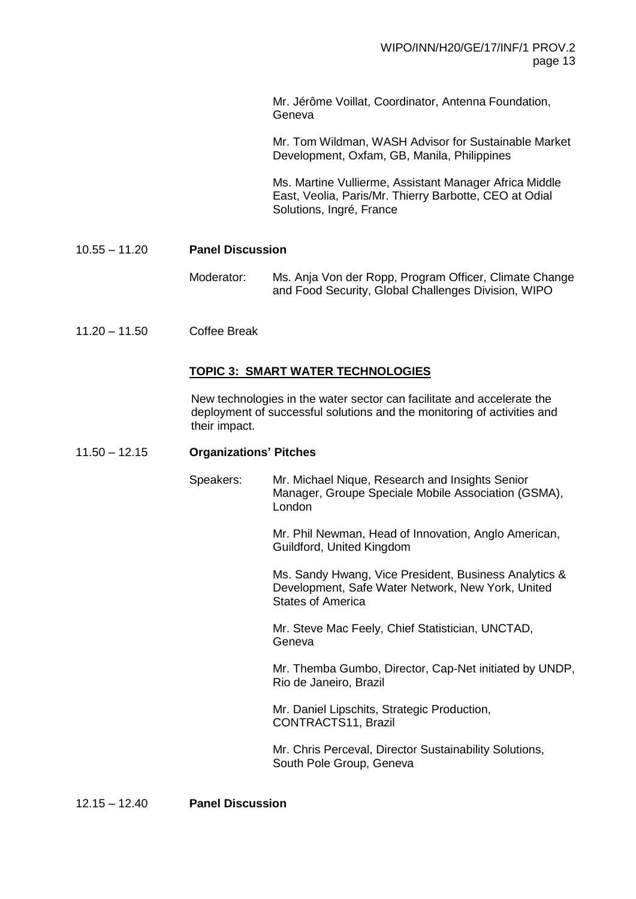Mr. Jérôme Voillat, Coordinator, Antenna Foundation, Geneva

Mr. Tom Wildman, WASH Advisor for Sustainable Market Development, Oxfam, GB, Manila, Philippines

Ms. Martine Vullierme, Assistant Manager Africa Middle East, Veolia, Paris/Mr. Thierry Barbotte, CEO at Odial Solutions, Ingré, France

10.55 – 11.20 **Panel Discussion**

Moderator: Ms. Anja Von der Ropp, Program Officer, Climate Change and Food Security, Global Challenges Division, WIPO

11.20 – 11.50 Coffee Break

**TOPIC 3: SMART WATER TECHNOLOGIES**

New technologies in the water sector can facilitate and accelerate the deployment of successful solutions and the monitoring of activities and their impact.

11.50 – 12.15 **Organizations' Pitches**

Speakers: Mr. Michael Nique, Research and Insights Senior Manager, Groupe Speciale Mobile Association (GSMA), London

Mr. Phil Newman, Head of Innovation, Anglo American, Guildford, United Kingdom

Ms. Sandy Hwang, Vice President, Business Analytics & Development, Safe Water Network, New York, United States of America

Mr. Steve Mac Feely, Chief Statistician, UNCTAD, Geneva

Mr. Themba Gumbo, Director, Cap-Net initiated by UNDP, Rio de Janeiro, Brazil

Mr. Daniel Lipschits, Strategic Production, CONTRACTS11, Brazil

Mr. Chris Perceval, Director Sustainability Solutions, South Pole Group, Geneva

12.15 – 12.40 **Panel Discussion**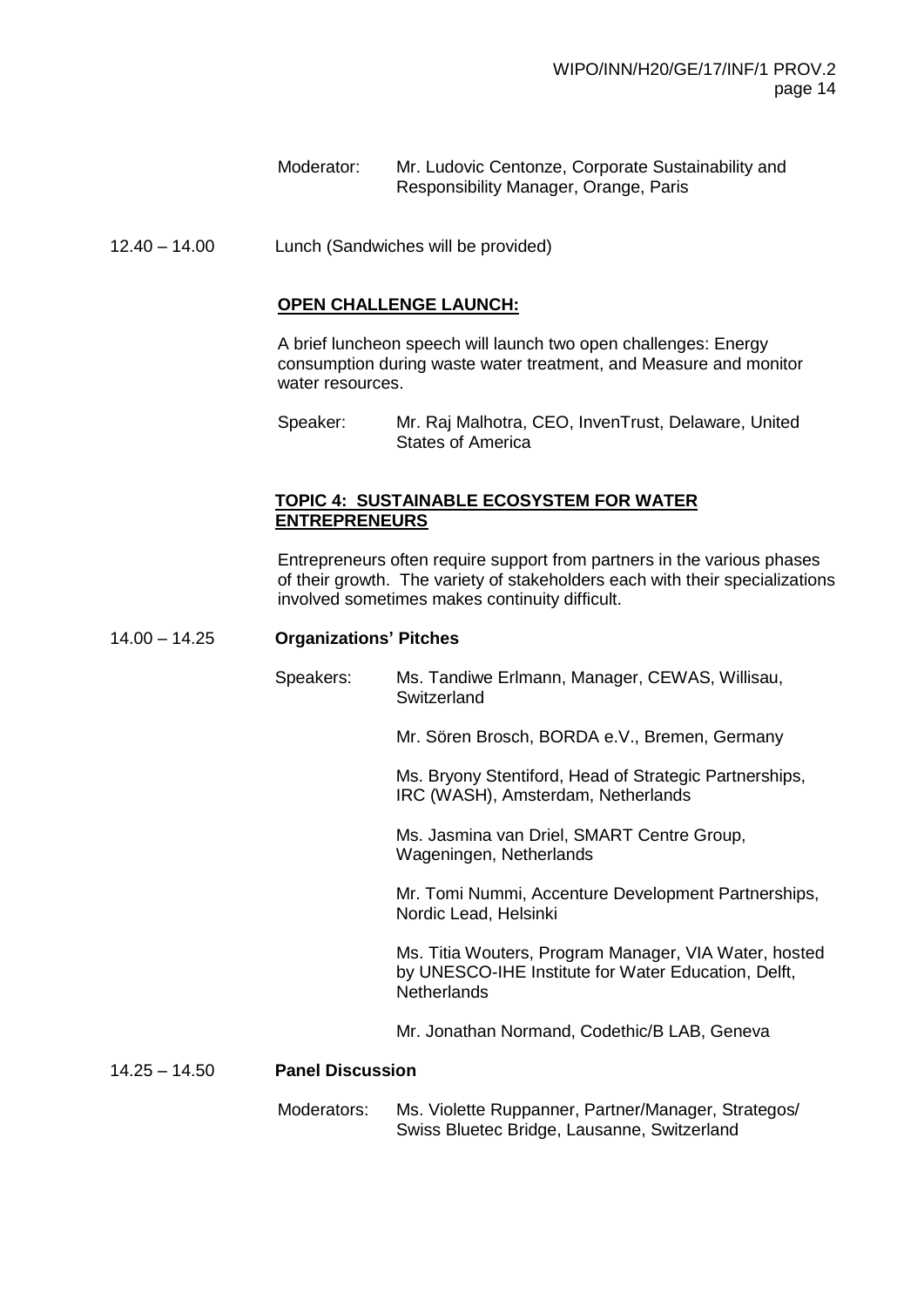Moderator: Mr. Ludovic Centonze, Corporate Sustainability and Responsibility Manager, Orange, Paris

12.40 – 14.00 Lunch (Sandwiches will be provided)

**OPEN CHALLENGE LAUNCH:**

A brief luncheon speech will launch two open challenges: Energy consumption during waste water treatment, and Measure and monitor water resources.

Speaker: Mr. Raj Malhotra, CEO, InvenTrust, Delaware, United States of America

**TOPIC 4: SUSTAINABLE ECOSYSTEM FOR WATER ENTREPRENEURS**

Entrepreneurs often require support from partners in the various phases of their growth. The variety of stakeholders each with their specializations involved sometimes makes continuity difficult.

14.00 – 14.25 **Organizations' Pitches**

Speakers: Ms. Tandiwe Erlmann, Manager, CEWAS, Willisau, Switzerland

Mr. Sören Brosch, BORDA e.V., Bremen, Germany

Ms. Bryony Stentiford, Head of Strategic Partnerships, IRC (WASH), Amsterdam, Netherlands

Ms. Jasmina van Driel, SMART Centre Group, Wageningen, Netherlands

Mr. Tomi Nummi, Accenture Development Partnerships, Nordic Lead, Helsinki

Ms. Titia Wouters, Program Manager, VIA Water, hosted by UNESCO-IHE Institute for Water Education, Delft, Netherlands

Mr. Jonathan Normand, Codethic/B LAB, Geneva

14.25 – 14.50 **Panel Discussion**

Moderators: Ms. Violette Ruppanner, Partner/Manager, Strategos/ Swiss Bluetec Bridge, Lausanne, Switzerland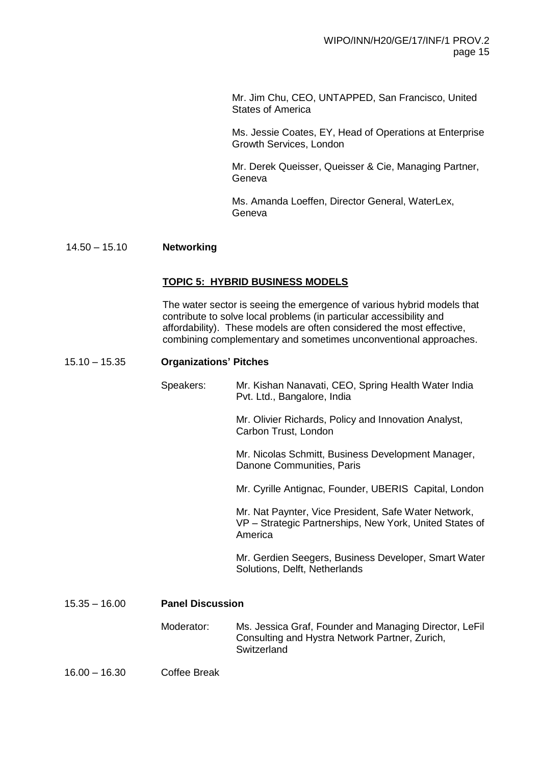Mr. Jim Chu, CEO, UNTAPPED, San Francisco, United States of America

Ms. Jessie Coates, EY, Head of Operations at Enterprise Growth Services, London

Mr. Derek Queisser, Queisser & Cie, Managing Partner, Geneva

Ms. Amanda Loeffen, Director General, WaterLex, Geneva

14.50 – 15.10 **Networking**

**TOPIC 5: HYBRID BUSINESS MODELS**

The water sector is seeing the emergence of various hybrid models that contribute to solve local problems (in particular accessibility and affordability). These models are often considered the most effective, combining complementary and sometimes unconventional approaches.

15.10 – 15.35 **Organizations' Pitches**

Speakers:

Mr. Kishan Nanavati, CEO, Spring Health Water India Pvt. Ltd., Bangalore, India

Mr. Olivier Richards, Policy and Innovation Analyst, Carbon Trust, London

Mr. Nicolas Schmitt, Business Development Manager, Danone Communities, Paris

Mr. Cyrille Antignac, Founder, UBERIS Capital, London

Mr. Nat Paynter, Vice President, Safe Water Network, VP – Strategic Partnerships, New York, United States of America

Mr. Gerdien Seegers, Business Developer, Smart Water Solutions, Delft, Netherlands

15.35 – 16.00 **Panel Discussion**

Moderator: Ms. Jessica Graf, Founder and Managing Director, LeFil Consulting and Hystra Network Partner, Zurich, Switzerland

16.00 – 16.30 Coffee Break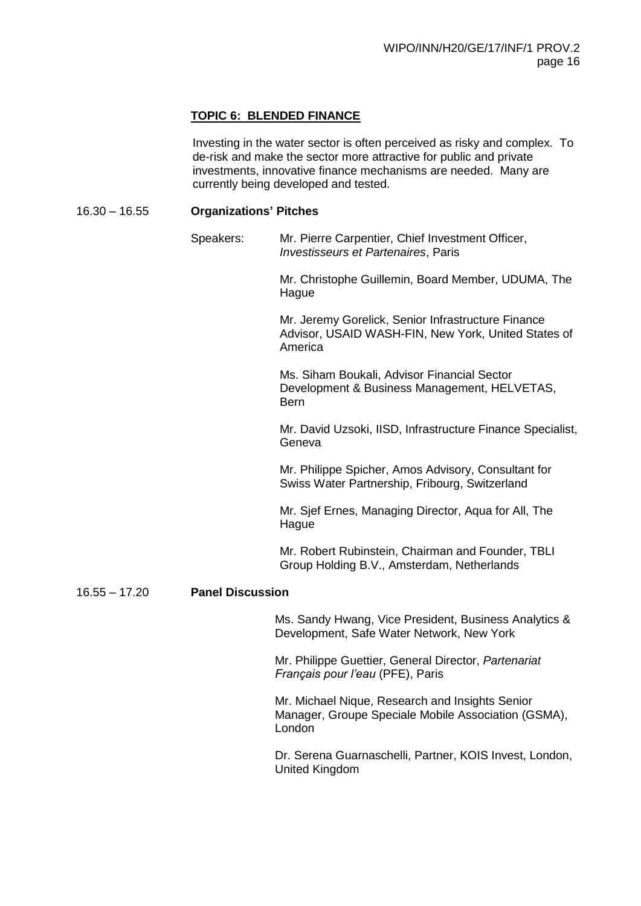**TOPIC 6: BLENDED FINANCE**

Investing in the water sector is often perceived as risky and complex. To de-risk and make the sector more attractive for public and private investments, innovative finance mechanisms are needed. Many are currently being developed and tested.

16.30 – 16.55 **Organizations' Pitches**

Speakers:

Mr. Pierre Carpentier, Chief Investment Officer, *Investisseurs et Partenaires*, Paris

Mr. Christophe Guillemin, Board Member, UDUMA, The Hague

Mr. Jeremy Gorelick, Senior Infrastructure Finance Advisor, USAID WASH-FIN, New York, United States of America

Ms. Siham Boukali, Advisor Financial Sector Development & Business Management, HELVETAS, Bern

Mr. David Uzsoki, IISD, Infrastructure Finance Specialist, Geneva

Mr. Philippe Spicher, Amos Advisory, Consultant for Swiss Water Partnership, Fribourg, Switzerland

Mr. Sjef Ernes, Managing Director, Aqua for All, The Hague

Mr. Robert Rubinstein, Chairman and Founder, TBLI Group Holding B.V., Amsterdam, Netherlands

16.55 – 17.20 **Panel Discussion**

Ms. Sandy Hwang, Vice President, Business Analytics & Development, Safe Water Network, New York

Mr. Philippe Guettier, General Director, *Partenariat Français pour l'eau* (PFE), Paris

Mr. Michael Nique, Research and Insights Senior Manager, Groupe Speciale Mobile Association (GSMA), London

Dr. Serena Guarnaschelli, Partner, KOIS Invest, London, United Kingdom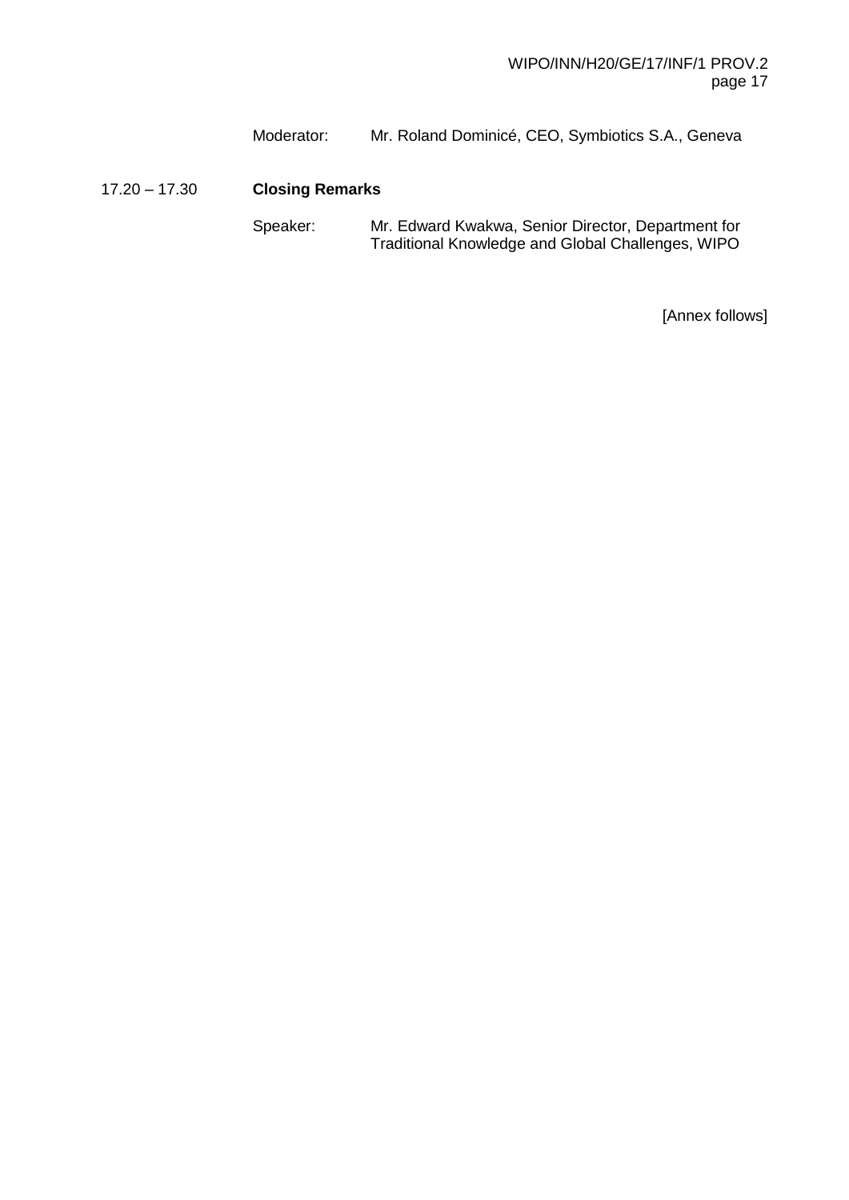Moderator: Mr. Roland Dominicé, CEO, Symbiotics S.A., Geneva

17.20 – 17.30 **Closing Remarks**

Speaker: Mr. Edward Kwakwa, Senior Director, Department for Traditional Knowledge and Global Challenges, WIPO

[Annex follows]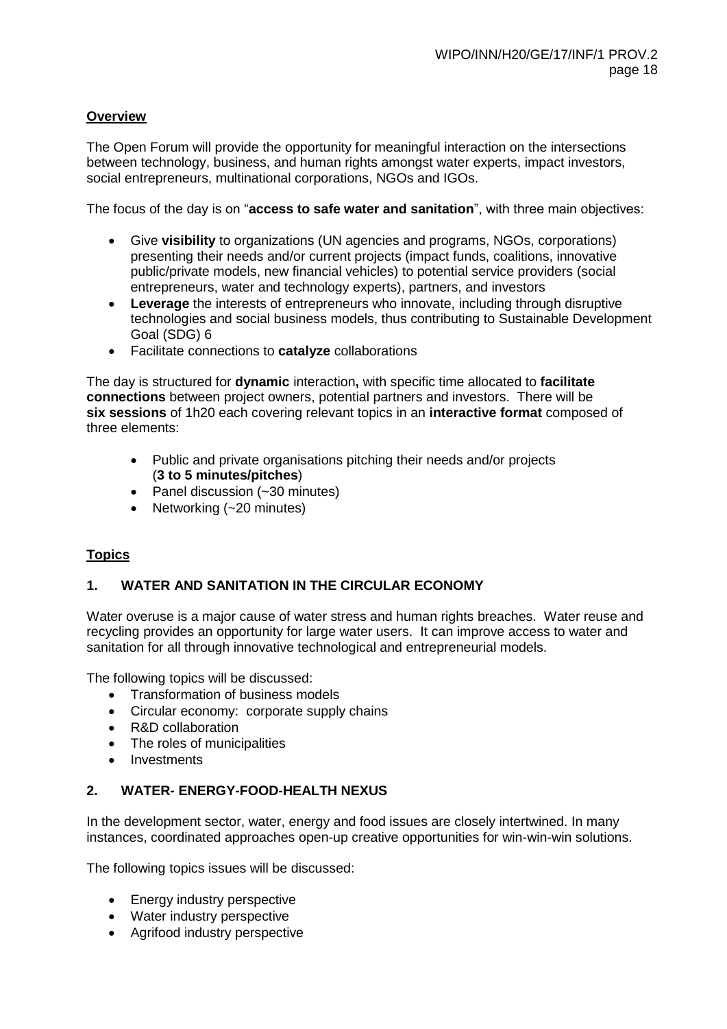**Overview**

The Open Forum will provide the opportunity for meaningful interaction on the intersections between technology, business, and human rights amongst water experts, impact investors, social entrepreneurs, multinational corporations, NGOs and IGOs.

The focus of the day is on "**access to safe water and sanitation**", with three main objectives:

- Give **visibility** to organizations (UN agencies and programs, NGOs, corporations) presenting their needs and/or current projects (impact funds, coalitions, innovative public/private models, new financial vehicles) to potential service providers (social entrepreneurs, water and technology experts), partners, and investors
- **Leverage** the interests of entrepreneurs who innovate, including through disruptive technologies and social business models, thus contributing to Sustainable Development Goal (SDG) 6
- Facilitate connections to **catalyze** collaborations

The day is structured for **dynamic** interaction**,** with specific time allocated to **facilitate connections** between project owners, potential partners and investors. There will be **six sessions** of 1h20 each covering relevant topics in an **interactive format** composed of three elements:

- Public and private organisations pitching their needs and/or projects (**3 to 5 minutes/pitches**)
- Panel discussion (~30 minutes)
- Networking (~20 minutes)

**Topics**

**1. WATER AND SANITATION IN THE CIRCULAR ECONOMY**

Water overuse is a major cause of water stress and human rights breaches. Water reuse and recycling provides an opportunity for large water users. It can improve access to water and sanitation for all through innovative technological and entrepreneurial models.

The following topics will be discussed:

- Transformation of business models
- Circular economy: corporate supply chains
- R&D collaboration
- The roles of municipalities
- Investments

**2. WATER- ENERGY-FOOD-HEALTH NEXUS**

In the development sector, water, energy and food issues are closely intertwined. In many instances, coordinated approaches open-up creative opportunities for win-win-win solutions.

The following topics issues will be discussed:

- Energy industry perspective
- Water industry perspective
- Agrifood industry perspective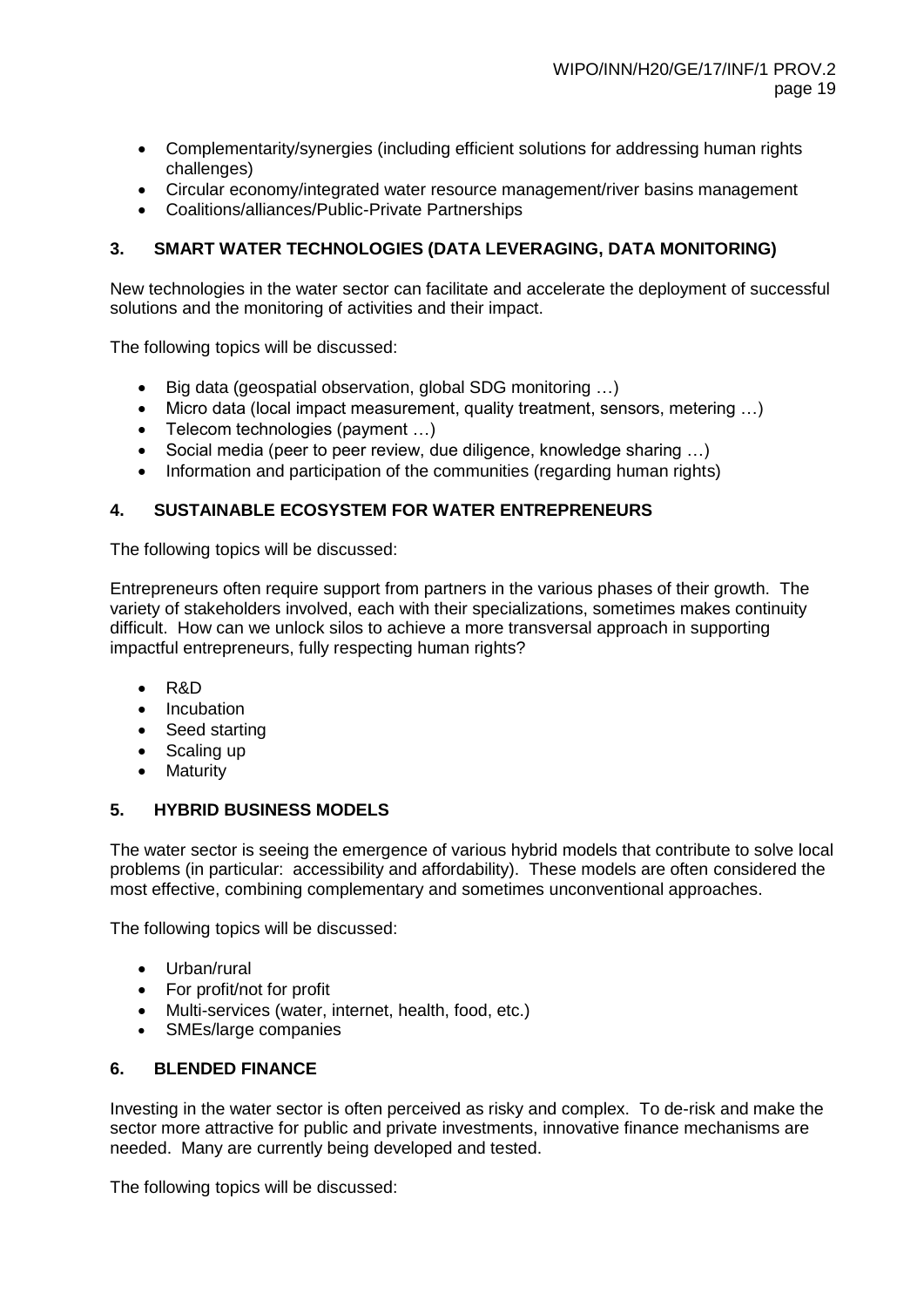- Complementarity/synergies (including efficient solutions for addressing human rights challenges)
- Circular economy/integrated water resource management/river basins management
- Coalitions/alliances/Public-Private Partnerships

## 3. SMART WATER TECHNOLOGIES (DATA LEVERAGING, DATA MONITORING)

New technologies in the water sector can facilitate and accelerate the deployment of successful solutions and the monitoring of activities and their impact.

The following topics will be discussed:

- Big data (geospatial observation, global SDG monitoring …)
- Micro data (local impact measurement, quality treatment, sensors, metering …)
- Telecom technologies (payment …)
- Social media (peer to peer review, due diligence, knowledge sharing …)
- Information and participation of the communities (regarding human rights)

## 4. SUSTAINABLE ECOSYSTEM FOR WATER ENTREPRENEURS

The following topics will be discussed:

Entrepreneurs often require support from partners in the various phases of their growth. The variety of stakeholders involved, each with their specializations, sometimes makes continuity difficult. How can we unlock silos to achieve a more transversal approach in supporting impactful entrepreneurs, fully respecting human rights?

- R&D
- Incubation
- Seed starting
- Scaling up
- Maturity

## 5. HYBRID BUSINESS MODELS

The water sector is seeing the emergence of various hybrid models that contribute to solve local problems (in particular: accessibility and affordability). These models are often considered the most effective, combining complementary and sometimes unconventional approaches.

The following topics will be discussed:

- Urban/rural
- For profit/not for profit
- Multi-services (water, internet, health, food, etc.)
- SMEs/large companies

## 6. BLENDED FINANCE

Investing in the water sector is often perceived as risky and complex. To de-risk and make the sector more attractive for public and private investments, innovative finance mechanisms are needed. Many are currently being developed and tested.

The following topics will be discussed: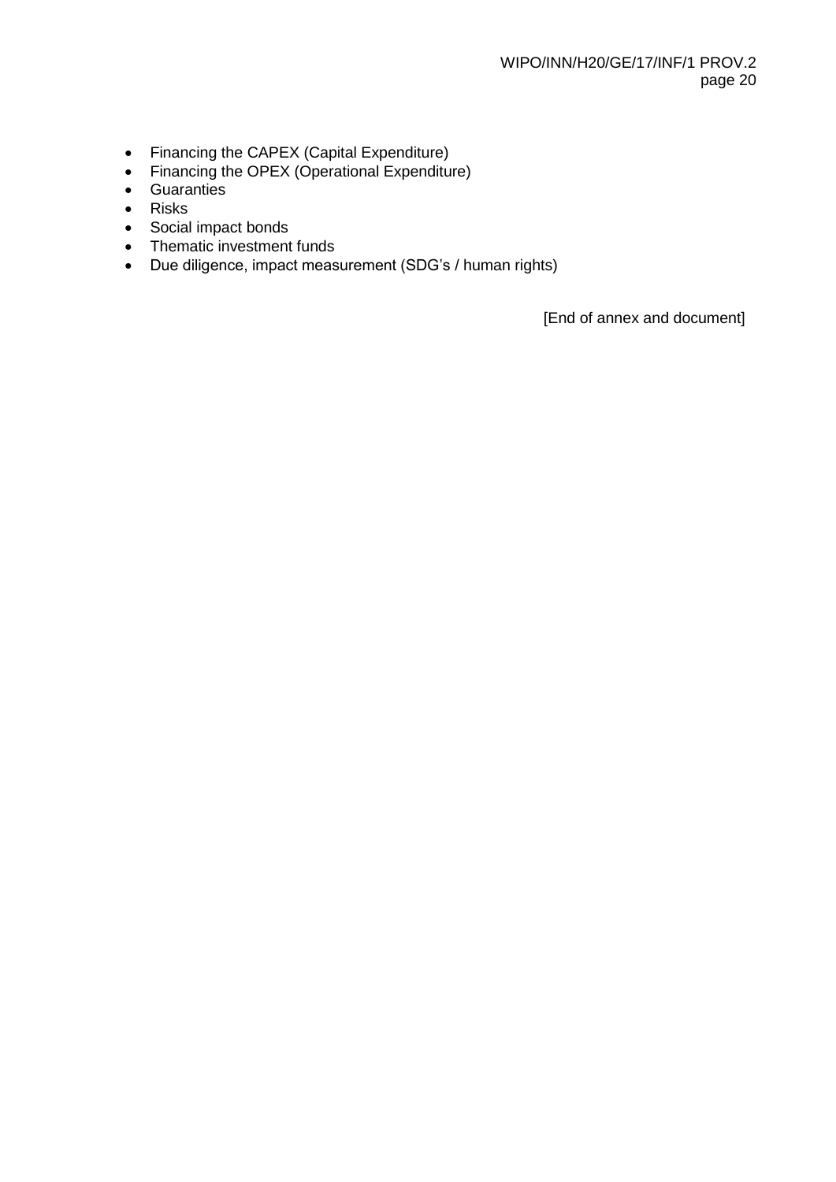- Financing the CAPEX (Capital Expenditure)
- Financing the OPEX (Operational Expenditure)
- Guaranties
- Risks
- Social impact bonds
- Thematic investment funds
- Due diligence, impact measurement (SDG's / human rights)

[End of annex and document]